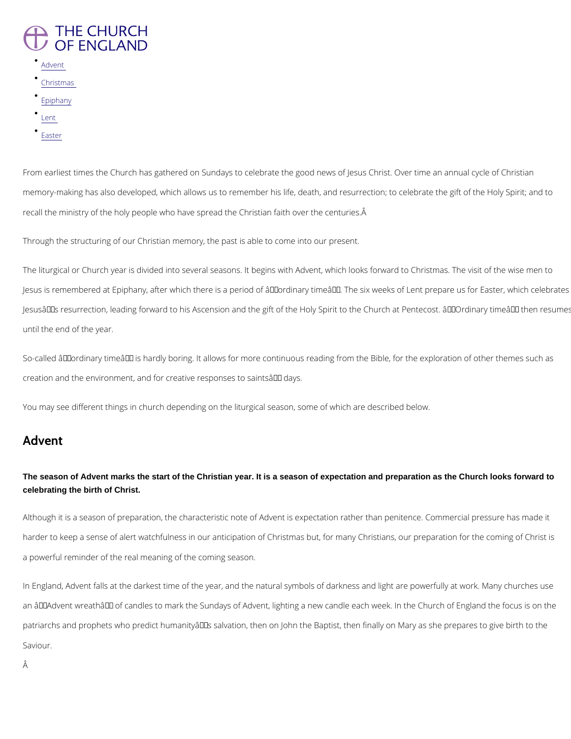# THE CHURCH OF ENGLAND

- Advent
- Christmas
- Epiphany
- Lent
- Easter

From earliest times the Church has gathered on Sundays to celebrate the good news of Jesus Christ. Over time an annual cycle of Christian memory-making has also developed, which allows us to remember his life, death, and resurrection; to celebrate the gift of the Holy Spirit; and to recall the ministry of the holy people who have spread the Christian faith over the centuries.Â

Through the structuring of our Christian memory, the past is able to come into our present.

The liturgical or Church year is divided into several seasons. It begins with Advent, which looks forward to Christmas. The visit of the wise men to Jesus is remembered at Epiphany, after which there is a period of â€˜ordinary timeâ€™. The six weeks of Lent prepare us for Easter, which celebrates Jesusâ€™s resurrection, leading forward to his Ascension and the gift of the Holy Spirit to the Church at Pentecost. â€˜Ordinary timeâ€™ then resumes until the end of the year.

So-called â€˜ordinary timeâ€™ is hardly boring. It allows for more continuous reading from the Bible, for the exploration of other themes such as creation and the environment, and for creative responses to saintsâ€™ days.

You may see different things in church depending on the liturgical season, some of which are described below.

## Advent

**The season of Advent marks the start of the Christian year. It is a season of expectation and preparation as the Church looks forward to celebrating the birth of Christ.**

Although it is a season of preparation, the characteristic note of Advent is expectation rather than penitence. Commercial pressure has made it harder to keep a sense of alert watchfulness in our anticipation of Christmas but, for many Christians, our preparation for the coming of Christ is a powerful reminder of the real meaning of the coming season.

In England, Advent falls at the darkest time of the year, and the natural symbols of darkness and light are powerfully at work. Many churches use an â€˜Advent wreathâ€™ of candles to mark the Sundays of Advent, lighting a new candle each week. In the Church of England the focus is on the patriarchs and prophets who predict humanityâ€™s salvation, then on John the Baptist, then finally on Mary as she prepares to give birth to the Saviour.

Â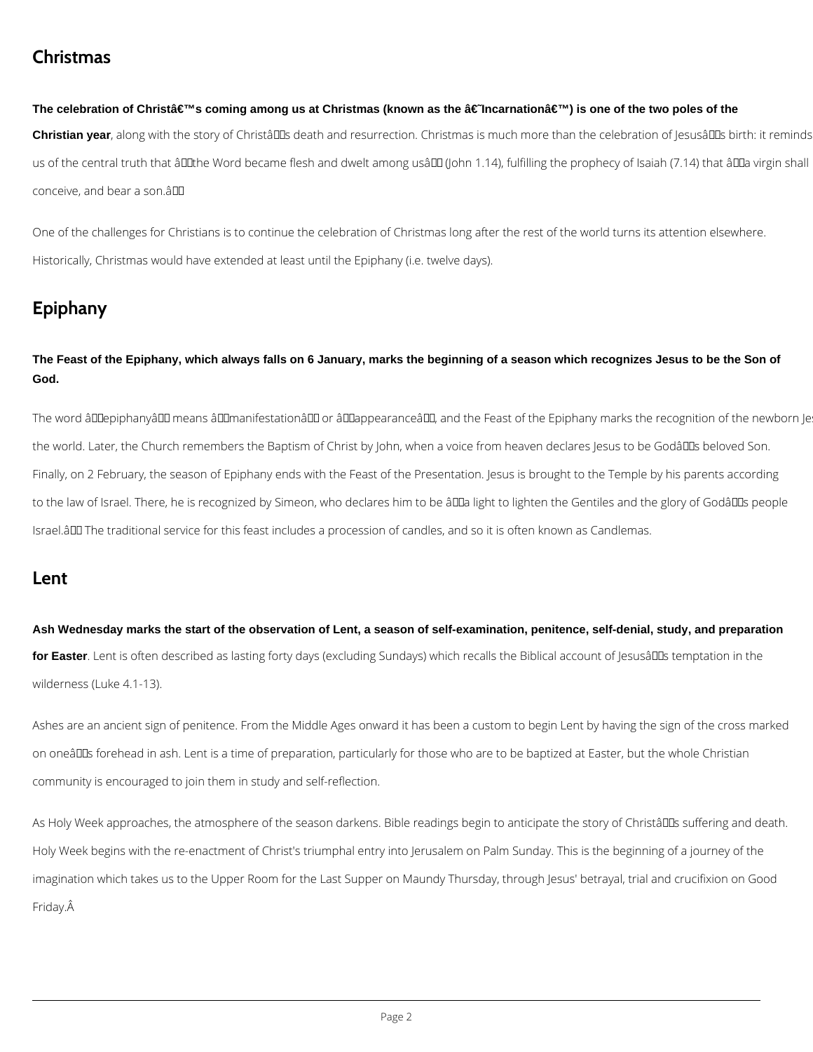## Christmas

**The celebration of Christ's coming among us at Christmas (known as the 'Incarnation') is one of the two poles of the Christian year**, along with the story of Christ's death and resurrection. Christmas is much more than the celebration of Jesus's birth: it reminds us of the central truth that "the Word became flesh and dwelt among us" (John 1.14), fulfilling the prophecy of Isaiah (7.14) that "a virgin shall conceive, and bear a son."

One of the challenges for Christians is to continue the celebration of Christmas long after the rest of the world turns its attention elsewhere. Historically, Christmas would have extended at least until the Epiphany (i.e. twelve days).

## Epiphany

**The Feast of the Epiphany, which always falls on 6 January, marks the beginning of a season which recognizes Jesus to be the Son of God.**

The word "epiphany" means "manifestation" or "appearance", and the Feast of the Epiphany marks the recognition of the newborn Je the world. Later, the Church remembers the Baptism of Christ by John, when a voice from heaven declares Jesus to be God's beloved Son. Finally, on 2 February, the season of Epiphany ends with the Feast of the Presentation. Jesus is brought to the Temple by his parents according to the law of Israel. There, he is recognized by Simeon, who declares him to be "a light to lighten the Gentiles and the glory of God's people Israel." The traditional service for this feast includes a procession of candles, and so it is often known as Candlemas.

## Lent

**Ash Wednesday marks the start of the observation of Lent, a season of self-examination, penitence, self-denial, study, and preparation for Easter**. Lent is often described as lasting forty days (excluding Sundays) which recalls the Biblical account of Jesus's temptation in the wilderness (Luke 4.1-13).

Ashes are an ancient sign of penitence. From the Middle Ages onward it has been a custom to begin Lent by having the sign of the cross marked on one's forehead in ash. Lent is a time of preparation, particularly for those who are to be baptized at Easter, but the whole Christian community is encouraged to join them in study and self-reflection.

As Holy Week approaches, the atmosphere of the season darkens. Bible readings begin to anticipate the story of Christ's suffering and death. Holy Week begins with the re-enactment of Christ's triumphal entry into Jerusalem on Palm Sunday. This is the beginning of a journey of the imagination which takes us to the Upper Room for the Last Supper on Maundy Thursday, through Jesus' betrayal, trial and crucifixion on Good Friday.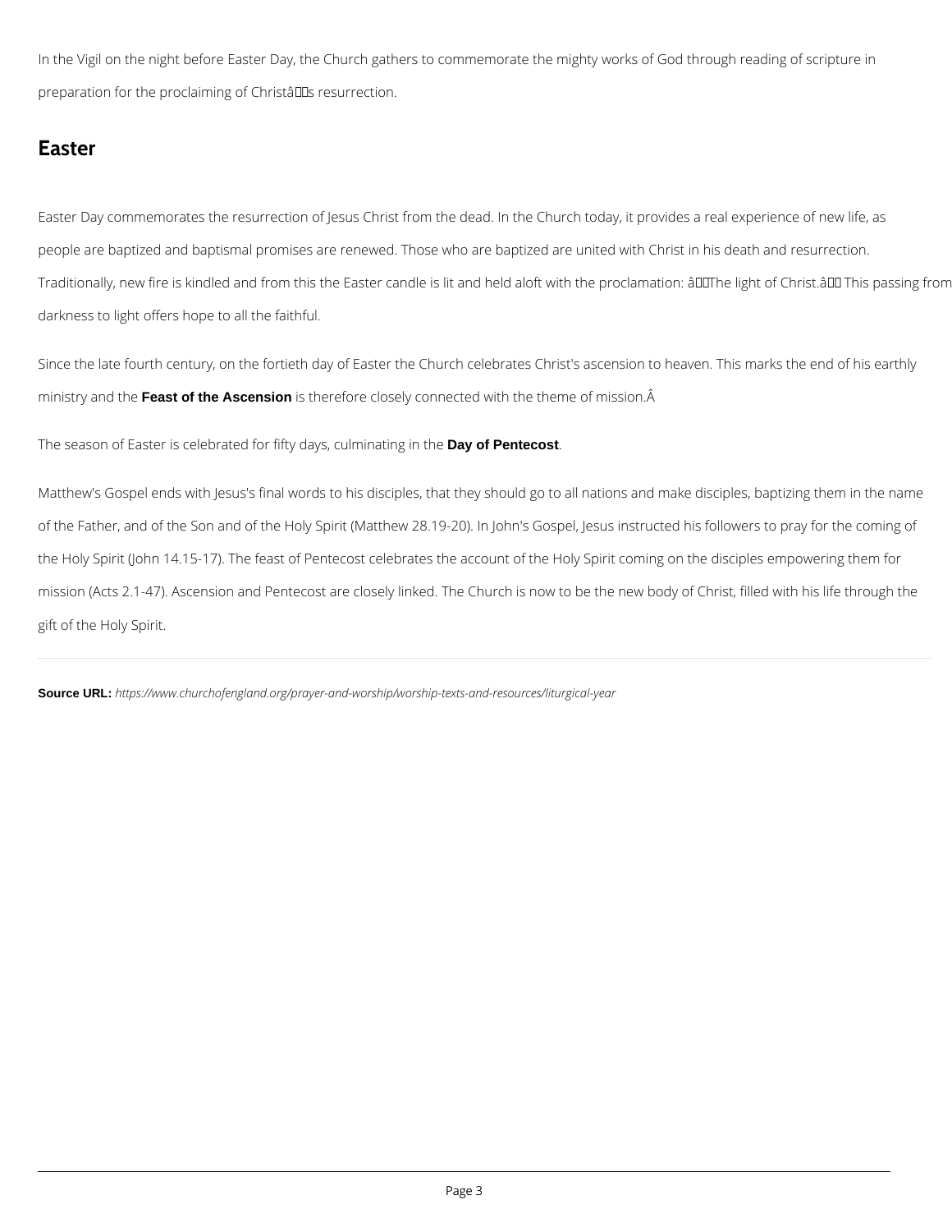In the Vigil on the night before Easter Day, the Church gathers to commemorate the mighty works of God through reading of scripture in preparation for the proclaiming of Christâs resurrection.

## Easter

Easter Day commemorates the resurrection of Jesus Christ from the dead. In the Church today, it provides a real experience of new life, as people are baptized and baptismal promises are renewed. Those who are baptized are united with Christ in his death and resurrection. Traditionally, new fire is kindled and from this the Easter candle is lit and held aloft with the proclamation: âThe light of Christ.â This passing from darkness to light offers hope to all the faithful.

Since the late fourth century, on the fortieth day of Easter the Church celebrates Christ's ascension to heaven. This marks the end of his earthly ministry and the **Feast of the Ascension** is therefore closely connected with the theme of mission.Â

The season of Easter is celebrated for fifty days, culminating in the **Day of Pentecost**.

Matthew's Gospel ends with Jesus's final words to his disciples, that they should go to all nations and make disciples, baptizing them in the name of the Father, and of the Son and of the Holy Spirit (Matthew 28.19-20). In John's Gospel, Jesus instructed his followers to pray for the coming of the Holy Spirit (John 14.15-17). The feast of Pentecost celebrates the account of the Holy Spirit coming on the disciples empowering them for mission (Acts 2.1-47). Ascension and Pentecost are closely linked. The Church is now to be the new body of Christ, filled with his life through the gift of the Holy Spirit.

---

**Source URL:** *https://www.churchofengland.org/prayer-and-worship/worship-texts-and-resources/liturgical-year*